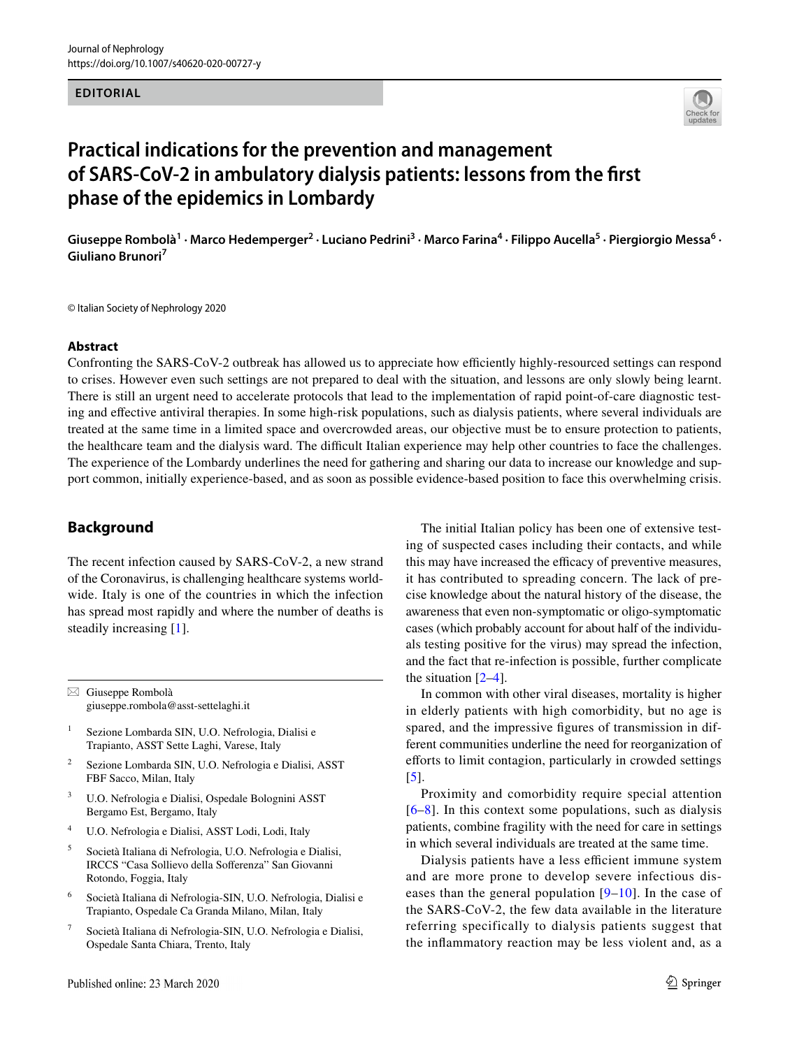EDITORIAL

# Practical indications for the prevention and management of SARS-CoV-2 in ambulatory dialysis patients: lessons from the first phase of the epidemics in Lombardy

**Giuseppe Rombolà[1] · Marco Hedemperger[2] · Luciano Pedrini[3] · Marco Farina[4] · Filippo Aucella[5] · Piergiorgio Messa[6] · Giuliano Brunori[7]**

© Italian Society of Nephrology 2020

## Abstract

Confronting the SARS-CoV-2 outbreak has allowed us to appreciate how efficiently highly-resourced settings can respond to crises. However even such settings are not prepared to deal with the situation, and lessons are only slowly being learnt. There is still an urgent need to accelerate protocols that lead to the implementation of rapid point-of-care diagnostic testing and effective antiviral therapies. In some high-risk populations, such as dialysis patients, where several individuals are treated at the same time in a limited space and overcrowded areas, our objective must be to ensure protection to patients, the healthcare team and the dialysis ward. The difficult Italian experience may help other countries to face the challenges. The experience of the Lombardy underlines the need for gathering and sharing our data to increase our knowledge and support common, initially experience-based, and as soon as possible evidence-based position to face this overwhelming crisis.

## Background

The recent infection caused by SARS-CoV-2, a new strand of the Coronavirus, is challenging healthcare systems worldwide. Italy is one of the countries in which the infection has spread most rapidly and where the number of deaths is steadily increasing [1].

The initial Italian policy has been one of extensive testing of suspected cases including their contacts, and while this may have increased the efficacy of preventive measures, it has contributed to spreading concern. The lack of precise knowledge about the natural history of the disease, the awareness that even non-symptomatic or oligo-symptomatic cases (which probably account for about half of the individuals testing positive for the virus) may spread the infection, and the fact that re-infection is possible, further complicate the situation [2–4].

In common with other viral diseases, mortality is higher in elderly patients with high comorbidity, but no age is spared, and the impressive figures of transmission in different communities underline the need for reorganization of efforts to limit contagion, particularly in crowded settings [5].

Proximity and comorbidity require special attention [6–8]. In this context some populations, such as dialysis patients, combine fragility with the need for care in settings in which several individuals are treated at the same time.

Dialysis patients have a less efficient immune system and are more prone to develop severe infectious diseases than the general population [9–10]. In the case of the SARS-CoV-2, the few data available in the literature referring specifically to dialysis patients suggest that the inflammatory reaction may be less violent and, as a

---

✉ Giuseppe Rombolà
giuseppe.rombola@asst-settelaghi.it

1. Sezione Lombarda SIN, U.O. Nefrologia, Dialisi e Trapianto, ASST Sette Laghi, Varese, Italy
2. Sezione Lombarda SIN, U.O. Nefrologia e Dialisi, ASST FBF Sacco, Milan, Italy
3. U.O. Nefrologia e Dialisi, Ospedale Bolognini ASST Bergamo Est, Bergamo, Italy
4. U.O. Nefrologia e Dialisi, ASST Lodi, Lodi, Italy
5. Società Italiana di Nefrologia, U.O. Nefrologia e Dialisi, IRCCS "Casa Sollievo della Sofferenza" San Giovanni Rotondo, Foggia, Italy
6. Società Italiana di Nefrologia-SIN, U.O. Nefrologia, Dialisi e Trapianto, Ospedale Ca Granda Milano, Milan, Italy
7. Società Italiana di Nefrologia-SIN, U.O. Nefrologia e Dialisi, Ospedale Santa Chiara, Trento, Italy

Published online: 23 March 2020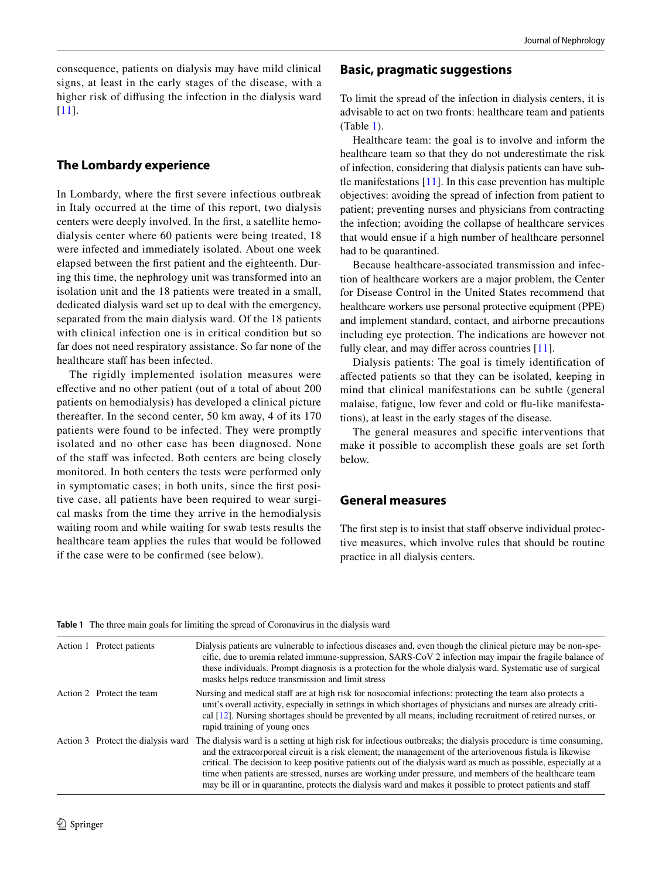consequence, patients on dialysis may have mild clinical signs, at least in the early stages of the disease, with a higher risk of diffusing the infection in the dialysis ward [11].

## The Lombardy experience

In Lombardy, where the first severe infectious outbreak in Italy occurred at the time of this report, two dialysis centers were deeply involved. In the first, a satellite hemodialysis center where 60 patients were being treated, 18 were infected and immediately isolated. About one week elapsed between the first patient and the eighteenth. During this time, the nephrology unit was transformed into an isolation unit and the 18 patients were treated in a small, dedicated dialysis ward set up to deal with the emergency, separated from the main dialysis ward. Of the 18 patients with clinical infection one is in critical condition but so far does not need respiratory assistance. So far none of the healthcare staff has been infected.

The rigidly implemented isolation measures were effective and no other patient (out of a total of about 200 patients on hemodialysis) has developed a clinical picture thereafter. In the second center, 50 km away, 4 of its 170 patients were found to be infected. They were promptly isolated and no other case has been diagnosed. None of the staff was infected. Both centers are being closely monitored. In both centers the tests were performed only in symptomatic cases; in both units, since the first positive case, all patients have been required to wear surgical masks from the time they arrive in the hemodialysis waiting room and while waiting for swab tests results the healthcare team applies the rules that would be followed if the case were to be confirmed (see below).

## Basic, pragmatic suggestions

To limit the spread of the infection in dialysis centers, it is advisable to act on two fronts: healthcare team and patients (Table 1).

Healthcare team: the goal is to involve and inform the healthcare team so that they do not underestimate the risk of infection, considering that dialysis patients can have subtle manifestations [11]. In this case prevention has multiple objectives: avoiding the spread of infection from patient to patient; preventing nurses and physicians from contracting the infection; avoiding the collapse of healthcare services that would ensue if a high number of healthcare personnel had to be quarantined.

Because healthcare-associated transmission and infection of healthcare workers are a major problem, the Center for Disease Control in the United States recommend that healthcare workers use personal protective equipment (PPE) and implement standard, contact, and airborne precautions including eye protection. The indications are however not fully clear, and may differ across countries [11].

Dialysis patients: The goal is timely identification of affected patients so that they can be isolated, keeping in mind that clinical manifestations can be subtle (general malaise, fatigue, low fever and cold or flu-like manifestations), at least in the early stages of the disease.

The general measures and specific interventions that make it possible to accomplish these goals are set forth below.

## General measures

The first step is to insist that staff observe individual protective measures, which involve rules that should be routine practice in all dialysis centers.

**Table 1** The three main goals for limiting the spread of Coronavirus in the dialysis ward

| | | |
|---|---|---|
| Action 1 | Protect patients | Dialysis patients are vulnerable to infectious diseases and, even though the clinical picture may be non-specific, due to uremia related immune-suppression, SARS-CoV 2 infection may impair the fragile balance of these individuals. Prompt diagnosis is a protection for the whole dialysis ward. Systematic use of surgical masks helps reduce transmission and limit stress |
| Action 2 | Protect the team | Nursing and medical staff are at high risk for nosocomial infections; protecting the team also protects a unit's overall activity, especially in settings in which shortages of physicians and nurses are already critical [12]. Nursing shortages should be prevented by all means, including recruitment of retired nurses, or rapid training of young ones |
| Action 3 | Protect the dialysis ward | The dialysis ward is a setting at high risk for infectious outbreaks; the dialysis procedure is time consuming, and the extracorporeal circuit is a risk element; the management of the arteriovenous fistula is likewise critical. The decision to keep positive patients out of the dialysis ward as much as possible, especially at a time when patients are stressed, nurses are working under pressure, and members of the healthcare team may be ill or in quarantine, protects the dialysis ward and makes it possible to protect patients and staff |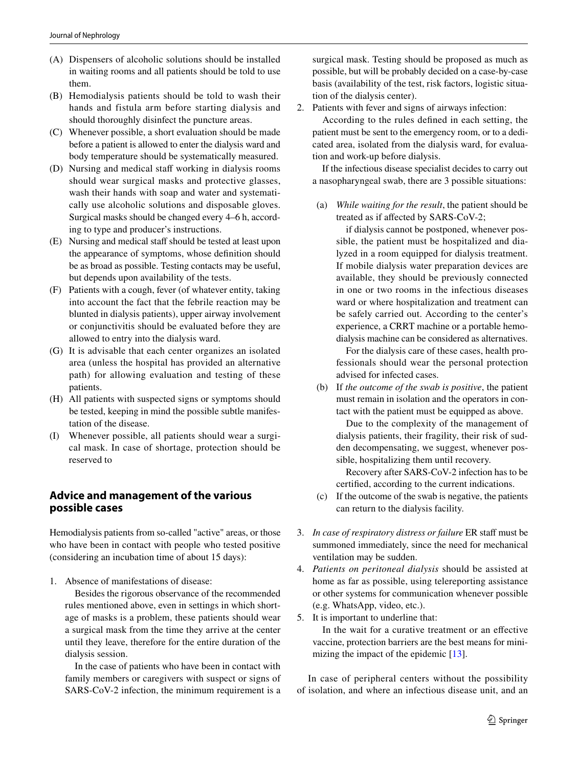(A) Dispensers of alcoholic solutions should be installed in waiting rooms and all patients should be told to use them.

(B) Hemodialysis patients should be told to wash their hands and fistula arm before starting dialysis and should thoroughly disinfect the puncture areas.

(C) Whenever possible, a short evaluation should be made before a patient is allowed to enter the dialysis ward and body temperature should be systematically measured.

(D) Nursing and medical staff working in dialysis rooms should wear surgical masks and protective glasses, wash their hands with soap and water and systematically use alcoholic solutions and disposable gloves. Surgical masks should be changed every 4–6 h, according to type and producer's instructions.

(E) Nursing and medical staff should be tested at least upon the appearance of symptoms, whose definition should be as broad as possible. Testing contacts may be useful, but depends upon availability of the tests.

(F) Patients with a cough, fever (of whatever entity, taking into account the fact that the febrile reaction may be blunted in dialysis patients), upper airway involvement or conjunctivitis should be evaluated before they are allowed to entry into the dialysis ward.

(G) It is advisable that each center organizes an isolated area (unless the hospital has provided an alternative path) for allowing evaluation and testing of these patients.

(H) All patients with suspected signs or symptoms should be tested, keeping in mind the possible subtle manifestation of the disease.

(I) Whenever possible, all patients should wear a surgical mask. In case of shortage, protection should be reserved to

## Advice and management of the various possible cases

Hemodialysis patients from so-called "active" areas, or those who have been in contact with people who tested positive (considering an incubation time of about 15 days):

1. Absence of manifestations of disease:

   Besides the rigorous observance of the recommended rules mentioned above, even in settings in which shortage of masks is a problem, these patients should wear a surgical mask from the time they arrive at the center until they leave, therefore for the entire duration of the dialysis session.

   In the case of patients who have been in contact with family members or caregivers with suspect or signs of SARS-CoV-2 infection, the minimum requirement is a surgical mask. Testing should be proposed as much as possible, but will be probably decided on a case-by-case basis (availability of the test, risk factors, logistic situation of the dialysis center).

2. Patients with fever and signs of airways infection:

   According to the rules defined in each setting, the patient must be sent to the emergency room, or to a dedicated area, isolated from the dialysis ward, for evaluation and work-up before dialysis.

   If the infectious disease specialist decides to carry out a nasopharyngeal swab, there are 3 possible situations:

   (a) *While waiting for the result*, the patient should be treated as if affected by SARS-CoV-2;

   if dialysis cannot be postponed, whenever possible, the patient must be hospitalized and dialyzed in a room equipped for dialysis treatment. If mobile dialysis water preparation devices are available, they should be previously connected in one or two rooms in the infectious diseases ward or where hospitalization and treatment can be safely carried out. According to the center's experience, a CRRT machine or a portable hemodialysis machine can be considered as alternatives.

   For the dialysis care of these cases, health professionals should wear the personal protection advised for infected cases.

   (b) If *the outcome of the swab is positive*, the patient must remain in isolation and the operators in contact with the patient must be equipped as above.

   Due to the complexity of the management of dialysis patients, their fragility, their risk of sudden decompensating, we suggest, whenever possible, hospitalizing them until recovery.

   Recovery after SARS-CoV-2 infection has to be certified, according to the current indications.

   (c) If the outcome of the swab is negative, the patients can return to the dialysis facility.

3. *In case of respiratory distress or failure* ER staff must be summoned immediately, since the need for mechanical ventilation may be sudden.

4. *Patients on peritoneal dialysis* should be assisted at home as far as possible, using telereporting assistance or other systems for communication whenever possible (e.g. WhatsApp, video, etc.).

5. It is important to underline that:

   In the wait for a curative treatment or an effective vaccine, protection barriers are the best means for minimizing the impact of the epidemic [13].

In case of peripheral centers without the possibility of isolation, and where an infectious disease unit, and an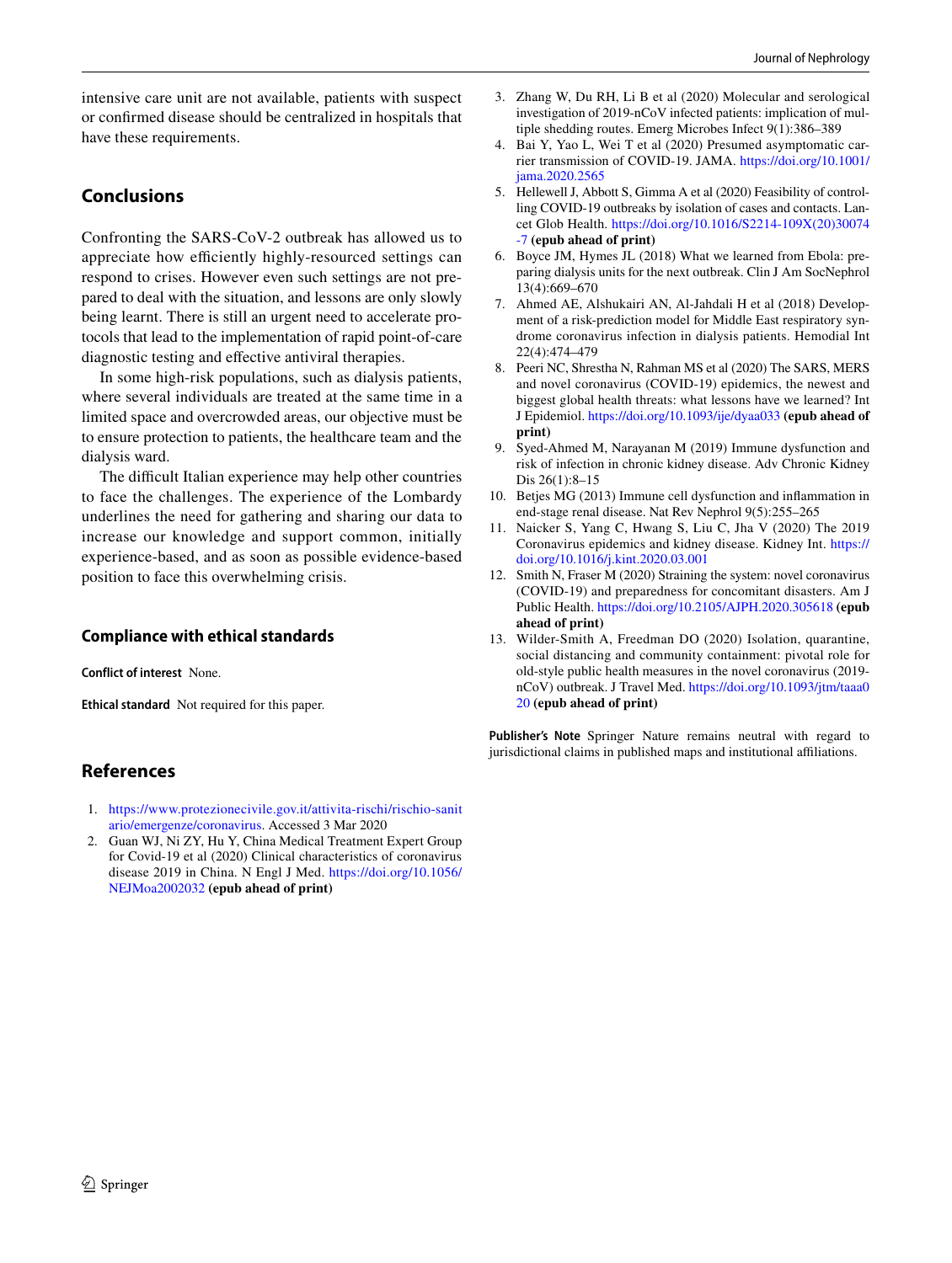intensive care unit are not available, patients with suspect or confirmed disease should be centralized in hospitals that have these requirements.

## Conclusions

Confronting the SARS-CoV-2 outbreak has allowed us to appreciate how efficiently highly-resourced settings can respond to crises. However even such settings are not prepared to deal with the situation, and lessons are only slowly being learnt. There is still an urgent need to accelerate protocols that lead to the implementation of rapid point-of-care diagnostic testing and effective antiviral therapies.

In some high-risk populations, such as dialysis patients, where several individuals are treated at the same time in a limited space and overcrowded areas, our objective must be to ensure protection to patients, the healthcare team and the dialysis ward.

The difficult Italian experience may help other countries to face the challenges. The experience of the Lombardy underlines the need for gathering and sharing our data to increase our knowledge and support common, initially experience-based, and as soon as possible evidence-based position to face this overwhelming crisis.

### Compliance with ethical standards

**Conflict of interest** None.

**Ethical standard** Not required for this paper.

## References

1. https://www.protezionecivile.gov.it/attivita-rischi/rischio-sanitario/emergenze/coronavirus. Accessed 3 Mar 2020
2. Guan WJ, Ni ZY, Hu Y, China Medical Treatment Expert Group for Covid-19 et al (2020) Clinical characteristics of coronavirus disease 2019 in China. N Engl J Med. https://doi.org/10.1056/NEJMoa2002032 **(epub ahead of print)**
3. Zhang W, Du RH, Li B et al (2020) Molecular and serological investigation of 2019-nCoV infected patients: implication of multiple shedding routes. Emerg Microbes Infect 9(1):386–389
4. Bai Y, Yao L, Wei T et al (2020) Presumed asymptomatic carrier transmission of COVID-19. JAMA. https://doi.org/10.1001/jama.2020.2565
5. Hellewell J, Abbott S, Gimma A et al (2020) Feasibility of controlling COVID-19 outbreaks by isolation of cases and contacts. Lancet Glob Health. https://doi.org/10.1016/S2214-109X(20)30074-7 **(epub ahead of print)**
6. Boyce JM, Hymes JL (2018) What we learned from Ebola: preparing dialysis units for the next outbreak. Clin J Am SocNephrol 13(4):669–670
7. Ahmed AE, Alshukairi AN, Al-Jahdali H et al (2018) Development of a risk-prediction model for Middle East respiratory syndrome coronavirus infection in dialysis patients. Hemodial Int 22(4):474–479
8. Peeri NC, Shrestha N, Rahman MS et al (2020) The SARS, MERS and novel coronavirus (COVID-19) epidemics, the newest and biggest global health threats: what lessons have we learned? Int J Epidemiol. https://doi.org/10.1093/ije/dyaa033 **(epub ahead of print)**
9. Syed-Ahmed M, Narayanan M (2019) Immune dysfunction and risk of infection in chronic kidney disease. Adv Chronic Kidney Dis 26(1):8–15
10. Betjes MG (2013) Immune cell dysfunction and inflammation in end-stage renal disease. Nat Rev Nephrol 9(5):255–265
11. Naicker S, Yang C, Hwang S, Liu C, Jha V (2020) The 2019 Coronavirus epidemics and kidney disease. Kidney Int. https://doi.org/10.1016/j.kint.2020.03.001
12. Smith N, Fraser M (2020) Straining the system: novel coronavirus (COVID-19) and preparedness for concomitant disasters. Am J Public Health. https://doi.org/10.2105/AJPH.2020.305618 **(epub ahead of print)**
13. Wilder-Smith A, Freedman DO (2020) Isolation, quarantine, social distancing and community containment: pivotal role for old-style public health measures in the novel coronavirus (2019-nCoV) outbreak. J Travel Med. https://doi.org/10.1093/jtm/taaa020 **(epub ahead of print)**

**Publisher's Note** Springer Nature remains neutral with regard to jurisdictional claims in published maps and institutional affiliations.